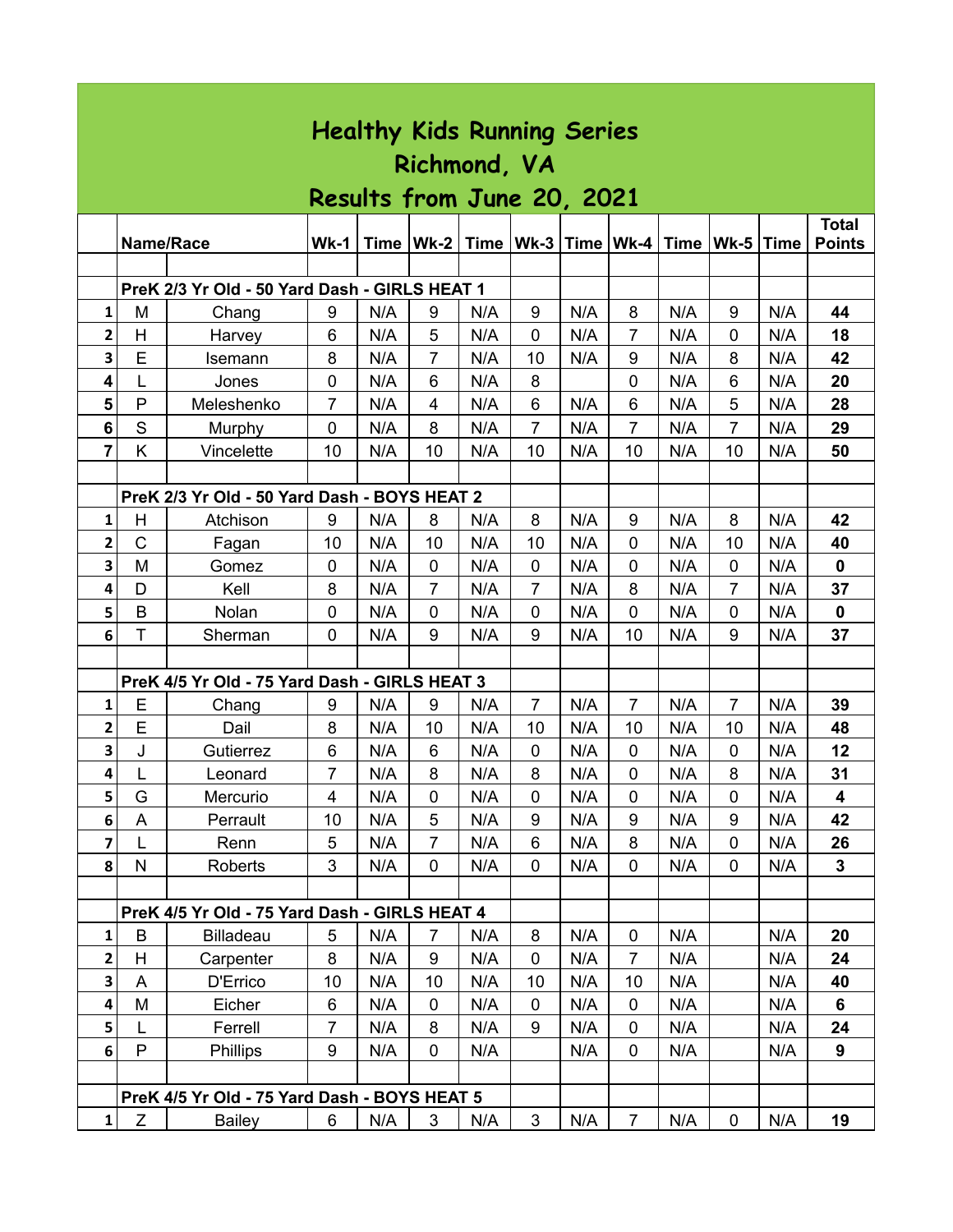# Healthy Kids Running Series
# Richmond, VA
# Results from June 20, 2021

| | Name/Race | | Wk-1 | Time | Wk-2 | Time | Wk-3 | Time | Wk-4 | Time | Wk-5 | Time | Total Points |
|---|---|---|---|---|---|---|---|---|---|---|---|---|---|
| | | | | | | | | | | | | | |
| | **PreK 2/3 Yr Old - 50 Yard Dash - GIRLS HEAT 1** | | | | | | | | | | | | |
| 1 | M | Chang | 9 | N/A | 9 | N/A | 9 | N/A | 8 | N/A | 9 | N/A | **44** |
| 2 | H | Harvey | 6 | N/A | 5 | N/A | 0 | N/A | 7 | N/A | 0 | N/A | **18** |
| 3 | E | Isemann | 8 | N/A | 7 | N/A | 10 | N/A | 9 | N/A | 8 | N/A | **42** |
| 4 | L | Jones | 0 | N/A | 6 | N/A | 8 | | 0 | N/A | 6 | N/A | **20** |
| 5 | P | Meleshenko | 7 | N/A | 4 | N/A | 6 | N/A | 6 | N/A | 5 | N/A | **28** |
| 6 | S | Murphy | 0 | N/A | 8 | N/A | 7 | N/A | 7 | N/A | 7 | N/A | **29** |
| 7 | K | Vincelette | 10 | N/A | 10 | N/A | 10 | N/A | 10 | N/A | 10 | N/A | **50** |
| | | | | | | | | | | | | | |
| | **PreK 2/3 Yr Old - 50 Yard Dash - BOYS HEAT 2** | | | | | | | | | | | | |
| 1 | H | Atchison | 9 | N/A | 8 | N/A | 8 | N/A | 9 | N/A | 8 | N/A | **42** |
| 2 | C | Fagan | 10 | N/A | 10 | N/A | 10 | N/A | 0 | N/A | 10 | N/A | **40** |
| 3 | M | Gomez | 0 | N/A | 0 | N/A | 0 | N/A | 0 | N/A | 0 | N/A | **0** |
| 4 | D | Kell | 8 | N/A | 7 | N/A | 7 | N/A | 8 | N/A | 7 | N/A | **37** |
| 5 | B | Nolan | 0 | N/A | 0 | N/A | 0 | N/A | 0 | N/A | 0 | N/A | **0** |
| 6 | T | Sherman | 0 | N/A | 9 | N/A | 9 | N/A | 10 | N/A | 9 | N/A | **37** |
| | | | | | | | | | | | | | |
| | **PreK 4/5 Yr Old - 75 Yard Dash - GIRLS HEAT 3** | | | | | | | | | | | | |
| 1 | E | Chang | 9 | N/A | 9 | N/A | 7 | N/A | 7 | N/A | 7 | N/A | **39** |
| 2 | E | Dail | 8 | N/A | 10 | N/A | 10 | N/A | 10 | N/A | 10 | N/A | **48** |
| 3 | J | Gutierrez | 6 | N/A | 6 | N/A | 0 | N/A | 0 | N/A | 0 | N/A | **12** |
| 4 | L | Leonard | 7 | N/A | 8 | N/A | 8 | N/A | 0 | N/A | 8 | N/A | **31** |
| 5 | G | Mercurio | 4 | N/A | 0 | N/A | 0 | N/A | 0 | N/A | 0 | N/A | **4** |
| 6 | A | Perrault | 10 | N/A | 5 | N/A | 9 | N/A | 9 | N/A | 9 | N/A | **42** |
| 7 | L | Renn | 5 | N/A | 7 | N/A | 6 | N/A | 8 | N/A | 0 | N/A | **26** |
| 8 | N | Roberts | 3 | N/A | 0 | N/A | 0 | N/A | 0 | N/A | 0 | N/A | **3** |
| | | | | | | | | | | | | | |
| | **PreK 4/5 Yr Old - 75 Yard Dash - GIRLS HEAT 4** | | | | | | | | | | | | |
| 1 | B | Billadeau | 5 | N/A | 7 | N/A | 8 | N/A | 0 | N/A | | N/A | **20** |
| 2 | H | Carpenter | 8 | N/A | 9 | N/A | 0 | N/A | 7 | N/A | | N/A | **24** |
| 3 | A | D'Errico | 10 | N/A | 10 | N/A | 10 | N/A | 10 | N/A | | N/A | **40** |
| 4 | M | Eicher | 6 | N/A | 0 | N/A | 0 | N/A | 0 | N/A | | N/A | **6** |
| 5 | L | Ferrell | 7 | N/A | 8 | N/A | 9 | N/A | 0 | N/A | | N/A | **24** |
| 6 | P | Phillips | 9 | N/A | 0 | N/A | | N/A | 0 | N/A | | N/A | **9** |
| | | | | | | | | | | | | | |
| | **PreK 4/5 Yr Old - 75 Yard Dash - BOYS HEAT 5** | | | | | | | | | | | | |
| 1 | Z | Bailey | 6 | N/A | 3 | N/A | 3 | N/A | 7 | N/A | 0 | N/A | **19** |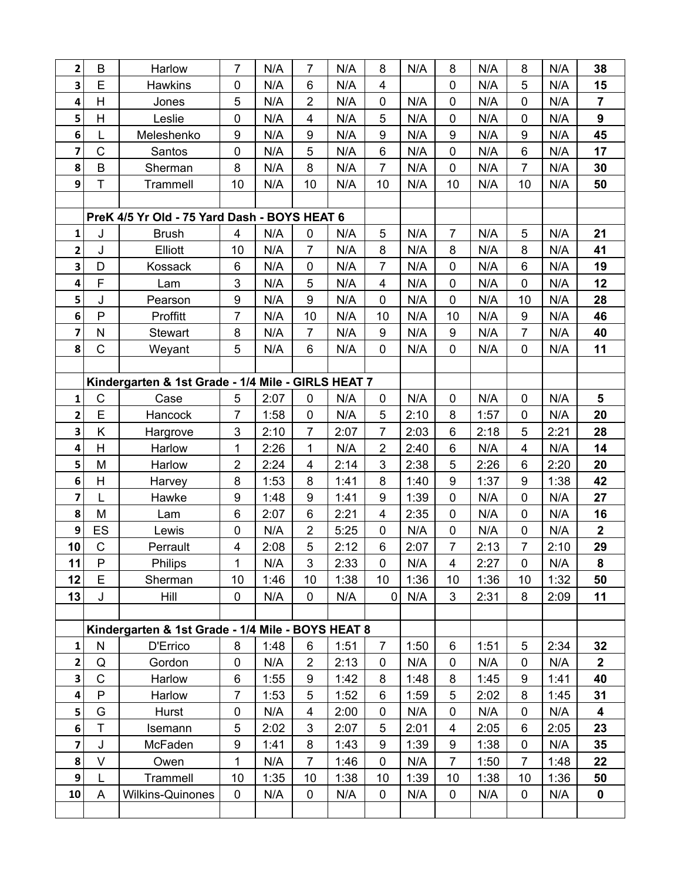| | | | | | | | | | | | | | |
|---|---|---|---|---|---|---|---|---|---|---|---|---|---|
| 2 | B | Harlow | 7 | N/A | 7 | N/A | 8 | N/A | 8 | N/A | 8 | N/A | **38** |
| 3 | E | Hawkins | 0 | N/A | 6 | N/A | 4 | | 0 | N/A | 5 | N/A | **15** |
| 4 | H | Jones | 5 | N/A | 2 | N/A | 0 | N/A | 0 | N/A | 0 | N/A | **7** |
| 5 | H | Leslie | 0 | N/A | 4 | N/A | 5 | N/A | 0 | N/A | 0 | N/A | **9** |
| 6 | L | Meleshenko | 9 | N/A | 9 | N/A | 9 | N/A | 9 | N/A | 9 | N/A | **45** |
| 7 | C | Santos | 0 | N/A | 5 | N/A | 6 | N/A | 0 | N/A | 6 | N/A | **17** |
| 8 | B | Sherman | 8 | N/A | 8 | N/A | 7 | N/A | 0 | N/A | 7 | N/A | **30** |
| 9 | T | Trammell | 10 | N/A | 10 | N/A | 10 | N/A | 10 | N/A | 10 | N/A | **50** |
| | | | | | | | | | | | | | |
| | **PreK 4/5 Yr Old - 75 Yard Dash - BOYS HEAT 6** | | | | | | | | | | | | |
| 1 | J | Brush | 4 | N/A | 0 | N/A | 5 | N/A | 7 | N/A | 5 | N/A | **21** |
| 2 | J | Elliott | 10 | N/A | 7 | N/A | 8 | N/A | 8 | N/A | 8 | N/A | **41** |
| 3 | D | Kossack | 6 | N/A | 0 | N/A | 7 | N/A | 0 | N/A | 6 | N/A | **19** |
| 4 | F | Lam | 3 | N/A | 5 | N/A | 4 | N/A | 0 | N/A | 0 | N/A | **12** |
| 5 | J | Pearson | 9 | N/A | 9 | N/A | 0 | N/A | 0 | N/A | 10 | N/A | **28** |
| 6 | P | Proffitt | 7 | N/A | 10 | N/A | 10 | N/A | 10 | N/A | 9 | N/A | **46** |
| 7 | N | Stewart | 8 | N/A | 7 | N/A | 9 | N/A | 9 | N/A | 7 | N/A | **40** |
| 8 | C | Weyant | 5 | N/A | 6 | N/A | 0 | N/A | 0 | N/A | 0 | N/A | **11** |
| | | | | | | | | | | | | | |
| | **Kindergarten & 1st Grade - 1/4 Mile - GIRLS HEAT 7** | | | | | | | | | | | | |
| 1 | C | Case | 5 | 2:07 | 0 | N/A | 0 | N/A | 0 | N/A | 0 | N/A | **5** |
| 2 | E | Hancock | 7 | 1:58 | 0 | N/A | 5 | 2:10 | 8 | 1:57 | 0 | N/A | **20** |
| 3 | K | Hargrove | 3 | 2:10 | 7 | 2:07 | 7 | 2:03 | 6 | 2:18 | 5 | 2:21 | **28** |
| 4 | H | Harlow | 1 | 2:26 | 1 | N/A | 2 | 2:40 | 6 | N/A | 4 | N/A | **14** |
| 5 | M | Harlow | 2 | 2:24 | 4 | 2:14 | 3 | 2:38 | 5 | 2:26 | 6 | 2:20 | **20** |
| 6 | H | Harvey | 8 | 1:53 | 8 | 1:41 | 8 | 1:40 | 9 | 1:37 | 9 | 1:38 | **42** |
| 7 | L | Hawke | 9 | 1:48 | 9 | 1:41 | 9 | 1:39 | 0 | N/A | 0 | N/A | **27** |
| 8 | M | Lam | 6 | 2:07 | 6 | 2:21 | 4 | 2:35 | 0 | N/A | 0 | N/A | **16** |
| 9 | ES | Lewis | 0 | N/A | 2 | 5:25 | 0 | N/A | 0 | N/A | 0 | N/A | **2** |
| 10 | C | Perrault | 4 | 2:08 | 5 | 2:12 | 6 | 2:07 | 7 | 2:13 | 7 | 2:10 | **29** |
| 11 | P | Philips | 1 | N/A | 3 | 2:33 | 0 | N/A | 4 | 2:27 | 0 | N/A | **8** |
| 12 | E | Sherman | 10 | 1:46 | 10 | 1:38 | 10 | 1:36 | 10 | 1:36 | 10 | 1:32 | **50** |
| 13 | J | Hill | 0 | N/A | 0 | N/A | 0 | N/A | 3 | 2:31 | 8 | 2:09 | **11** |
| | | | | | | | | | | | | | |
| | **Kindergarten & 1st Grade - 1/4 Mile - BOYS HEAT 8** | | | | | | | | | | | | |
| 1 | N | D'Errico | 8 | 1:48 | 6 | 1:51 | 7 | 1:50 | 6 | 1:51 | 5 | 2:34 | **32** |
| 2 | Q | Gordon | 0 | N/A | 2 | 2:13 | 0 | N/A | 0 | N/A | 0 | N/A | **2** |
| 3 | C | Harlow | 6 | 1:55 | 9 | 1:42 | 8 | 1:48 | 8 | 1:45 | 9 | 1:41 | **40** |
| 4 | P | Harlow | 7 | 1:53 | 5 | 1:52 | 6 | 1:59 | 5 | 2:02 | 8 | 1:45 | **31** |
| 5 | G | Hurst | 0 | N/A | 4 | 2:00 | 0 | N/A | 0 | N/A | 0 | N/A | **4** |
| 6 | T | Isemann | 5 | 2:02 | 3 | 2:07 | 5 | 2:01 | 4 | 2:05 | 6 | 2:05 | **23** |
| 7 | J | McFaden | 9 | 1:41 | 8 | 1:43 | 9 | 1:39 | 9 | 1:38 | 0 | N/A | **35** |
| 8 | V | Owen | 1 | N/A | 7 | 1:46 | 0 | N/A | 7 | 1:50 | 7 | 1:48 | **22** |
| 9 | L | Trammell | 10 | 1:35 | 10 | 1:38 | 10 | 1:39 | 10 | 1:38 | 10 | 1:36 | **50** |
| 10 | A | Wilkins-Quinones | 0 | N/A | 0 | N/A | 0 | N/A | 0 | N/A | 0 | N/A | **0** |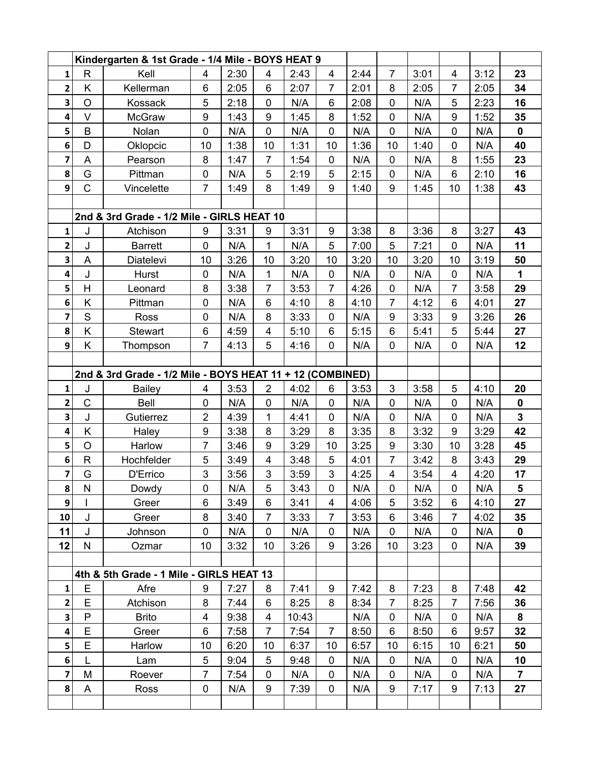| | Kindergarten & 1st Grade - 1/4 Mile - BOYS HEAT 9 | | | | | | | | | | | | |
|---|---|---|---|---|---|---|---|---|---|---|---|---|---|
| 1 | R | Kell | 4 | 2:30 | 4 | 2:43 | 4 | 2:44 | 7 | 3:01 | 4 | 3:12 | **23** |
| 2 | K | Kellerman | 6 | 2:05 | 6 | 2:07 | 7 | 2:01 | 8 | 2:05 | 7 | 2:05 | **34** |
| 3 | O | Kossack | 5 | 2:18 | 0 | N/A | 6 | 2:08 | 0 | N/A | 5 | 2:23 | **16** |
| 4 | V | McGraw | 9 | 1:43 | 9 | 1:45 | 8 | 1:52 | 0 | N/A | 9 | 1:52 | **35** |
| 5 | B | Nolan | 0 | N/A | 0 | N/A | 0 | N/A | 0 | N/A | 0 | N/A | **0** |
| 6 | D | Oklopcic | 10 | 1:38 | 10 | 1:31 | 10 | 1:36 | 10 | 1:40 | 0 | N/A | **40** |
| 7 | A | Pearson | 8 | 1:47 | 7 | 1:54 | 0 | N/A | 0 | N/A | 8 | 1:55 | **23** |
| 8 | G | Pittman | 0 | N/A | 5 | 2:19 | 5 | 2:15 | 0 | N/A | 6 | 2:10 | **16** |
| 9 | C | Vincelette | 7 | 1:49 | 8 | 1:49 | 9 | 1:40 | 9 | 1:45 | 10 | 1:38 | **43** |
| | | | | | | | | | | | | | |
| | **2nd & 3rd Grade - 1/2 Mile - GIRLS HEAT 10** | | | | | | | | | | | | |
| 1 | J | Atchison | 9 | 3:31 | 9 | 3:31 | 9 | 3:38 | 8 | 3:36 | 8 | 3:27 | **43** |
| 2 | J | Barrett | 0 | N/A | 1 | N/A | 5 | 7:00 | 5 | 7:21 | 0 | N/A | **11** |
| 3 | A | Diatelevi | 10 | 3:26 | 10 | 3:20 | 10 | 3:20 | 10 | 3:20 | 10 | 3:19 | **50** |
| 4 | J | Hurst | 0 | N/A | 1 | N/A | 0 | N/A | 0 | N/A | 0 | N/A | **1** |
| 5 | H | Leonard | 8 | 3:38 | 7 | 3:53 | 7 | 4:26 | 0 | N/A | 7 | 3:58 | **29** |
| 6 | K | Pittman | 0 | N/A | 6 | 4:10 | 8 | 4:10 | 7 | 4:12 | 6 | 4:01 | **27** |
| 7 | S | Ross | 0 | N/A | 8 | 3:33 | 0 | N/A | 9 | 3:33 | 9 | 3:26 | **26** |
| 8 | K | Stewart | 6 | 4:59 | 4 | 5:10 | 6 | 5:15 | 6 | 5:41 | 5 | 5:44 | **27** |
| 9 | K | Thompson | 7 | 4:13 | 5 | 4:16 | 0 | N/A | 0 | N/A | 0 | N/A | **12** |
| | | | | | | | | | | | | | |
| | **2nd & 3rd Grade - 1/2 Mile - BOYS HEAT 11 + 12 (COMBINED)** | | | | | | | | | | | | |
| 1 | J | Bailey | 4 | 3:53 | 2 | 4:02 | 6 | 3:53 | 3 | 3:58 | 5 | 4:10 | **20** |
| 2 | C | Bell | 0 | N/A | 0 | N/A | 0 | N/A | 0 | N/A | 0 | N/A | **0** |
| 3 | J | Gutierrez | 2 | 4:39 | 1 | 4:41 | 0 | N/A | 0 | N/A | 0 | N/A | **3** |
| 4 | K | Haley | 9 | 3:38 | 8 | 3:29 | 8 | 3:35 | 8 | 3:32 | 9 | 3:29 | **42** |
| 5 | O | Harlow | 7 | 3:46 | 9 | 3:29 | 10 | 3:25 | 9 | 3:30 | 10 | 3:28 | **45** |
| 6 | R | Hochfelder | 5 | 3:49 | 4 | 3:48 | 5 | 4:01 | 7 | 3:42 | 8 | 3:43 | **29** |
| 7 | G | D'Errico | 3 | 3:56 | 3 | 3:59 | 3 | 4:25 | 4 | 3:54 | 4 | 4:20 | **17** |
| 8 | N | Dowdy | 0 | N/A | 5 | 3:43 | 0 | N/A | 0 | N/A | 0 | N/A | **5** |
| 9 | I | Greer | 6 | 3:49 | 6 | 3:41 | 4 | 4:06 | 5 | 3:52 | 6 | 4:10 | **27** |
| 10 | J | Greer | 8 | 3:40 | 7 | 3:33 | 7 | 3:53 | 6 | 3:46 | 7 | 4:02 | **35** |
| 11 | J | Johnson | 0 | N/A | 0 | N/A | 0 | N/A | 0 | N/A | 0 | N/A | **0** |
| 12 | N | Ozmar | 10 | 3:32 | 10 | 3:26 | 9 | 3:26 | 10 | 3:23 | 0 | N/A | **39** |
| | | | | | | | | | | | | | |
| | **4th & 5th Grade - 1 Mile - GIRLS HEAT 13** | | | | | | | | | | | | |
| 1 | E | Afre | 9 | 7:27 | 8 | 7:41 | 9 | 7:42 | 8 | 7:23 | 8 | 7:48 | **42** |
| 2 | E | Atchison | 8 | 7:44 | 6 | 8:25 | 8 | 8:34 | 7 | 8:25 | 7 | 7:56 | **36** |
| 3 | P | Brito | 4 | 9:38 | 4 | 10:43 | | N/A | 0 | N/A | 0 | N/A | **8** |
| 4 | E | Greer | 6 | 7:58 | 7 | 7:54 | 7 | 8:50 | 6 | 8:50 | 6 | 9:57 | **32** |
| 5 | E | Harlow | 10 | 6:20 | 10 | 6:37 | 10 | 6:57 | 10 | 6:15 | 10 | 6:21 | **50** |
| 6 | L | Lam | 5 | 9:04 | 5 | 9:48 | 0 | N/A | 0 | N/A | 0 | N/A | **10** |
| 7 | M | Roever | 7 | 7:54 | 0 | N/A | 0 | N/A | 0 | N/A | 0 | N/A | **7** |
| 8 | A | Ross | 0 | N/A | 9 | 7:39 | 0 | N/A | 9 | 7:17 | 9 | 7:13 | **27** |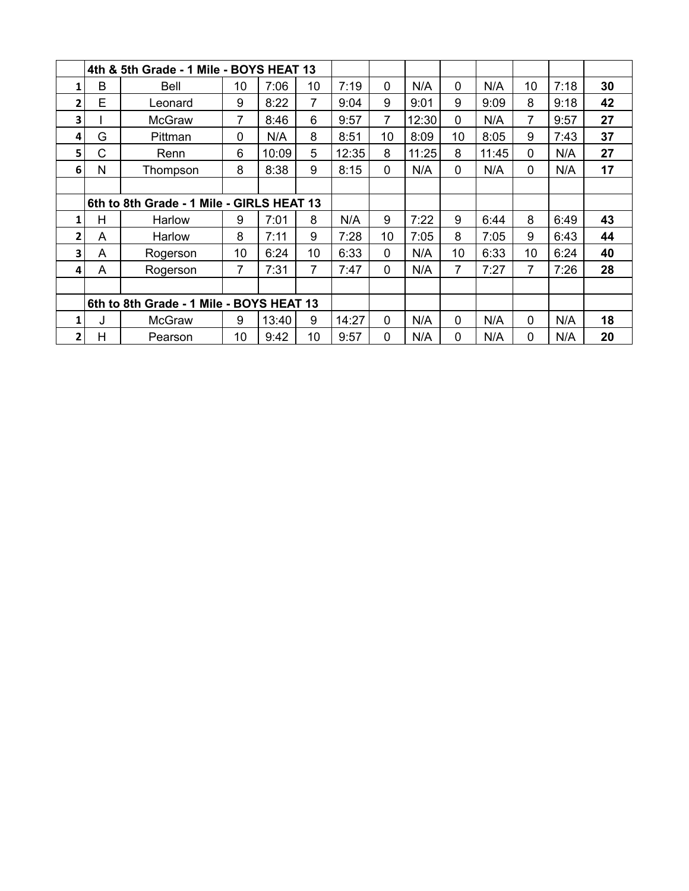| | | | | | | | | | | | | | |
|---|---|---|---|---|---|---|---|---|---|---|---|---|---|
| | **4th & 5th Grade - 1 Mile - BOYS HEAT 13** | | | | | | | | | | | | |
| **1** | B | Bell | 10 | 7:06 | 10 | 7:19 | 0 | N/A | 0 | N/A | 10 | 7:18 | **30** |
| **2** | E | Leonard | 9 | 8:22 | 7 | 9:04 | 9 | 9:01 | 9 | 9:09 | 8 | 9:18 | **42** |
| **3** | I | McGraw | 7 | 8:46 | 6 | 9:57 | 7 | 12:30 | 0 | N/A | 7 | 9:57 | **27** |
| **4** | G | Pittman | 0 | N/A | 8 | 8:51 | 10 | 8:09 | 10 | 8:05 | 9 | 7:43 | **37** |
| **5** | C | Renn | 6 | 10:09 | 5 | 12:35 | 8 | 11:25 | 8 | 11:45 | 0 | N/A | **27** |
| **6** | N | Thompson | 8 | 8:38 | 9 | 8:15 | 0 | N/A | 0 | N/A | 0 | N/A | **17** |
| | | | | | | | | | | | | | |
| | **6th to 8th Grade - 1 Mile - GIRLS HEAT 13** | | | | | | | | | | | | |
| **1** | H | Harlow | 9 | 7:01 | 8 | N/A | 9 | 7:22 | 9 | 6:44 | 8 | 6:49 | **43** |
| **2** | A | Harlow | 8 | 7:11 | 9 | 7:28 | 10 | 7:05 | 8 | 7:05 | 9 | 6:43 | **44** |
| **3** | A | Rogerson | 10 | 6:24 | 10 | 6:33 | 0 | N/A | 10 | 6:33 | 10 | 6:24 | **40** |
| **4** | A | Rogerson | 7 | 7:31 | 7 | 7:47 | 0 | N/A | 7 | 7:27 | 7 | 7:26 | **28** |
| | | | | | | | | | | | | | |
| | **6th to 8th Grade - 1 Mile - BOYS HEAT 13** | | | | | | | | | | | | |
| **1** | J | McGraw | 9 | 13:40 | 9 | 14:27 | 0 | N/A | 0 | N/A | 0 | N/A | **18** |
| **2** | H | Pearson | 10 | 9:42 | 10 | 9:57 | 0 | N/A | 0 | N/A | 0 | N/A | **20** |